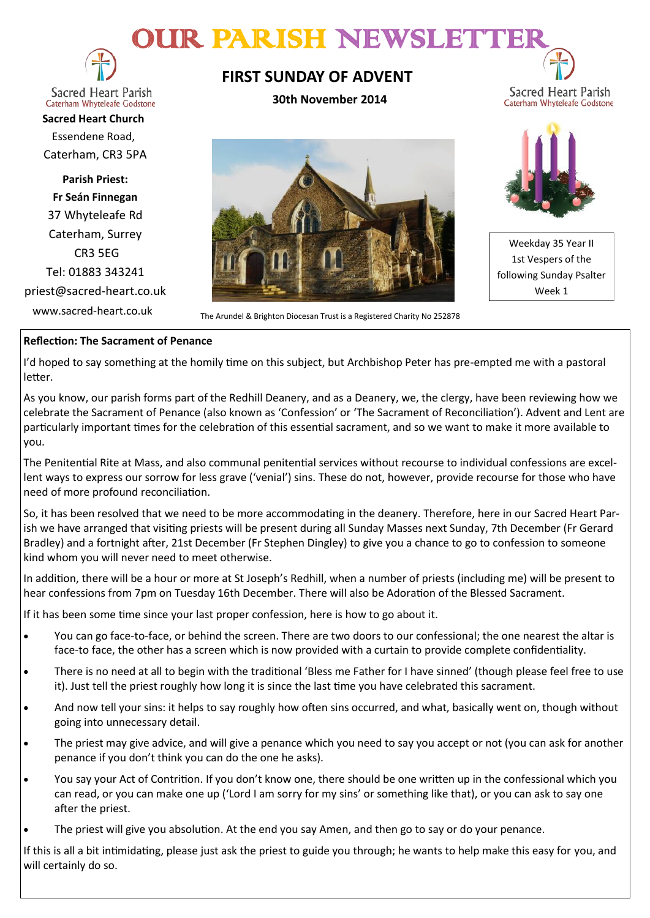# OUR PARISH NEWSLETTER

Sacred Heart Parish
Caterham Whyteleafe Godstone

**Sacred Heart Church**
Essendene Road,
Caterham, CR3 5PA

**Parish Priest:**
**Fr Seán Finnegan**
37 Whyteleafe Rd
Caterham, Surrey
CR3 5EG
Tel: 01883 343241
priest@sacred-heart.co.uk
www.sacred-heart.co.uk

## FIRST SUNDAY OF ADVENT

**30th November 2014**

The Arundel & Brighton Diocesan Trust is a Registered Charity No 252878

Sacred Heart Parish
Caterham Whyteleafe Godstone

Weekday 35 Year II
1st Vespers of the following Sunday Psalter Week 1

**Reflection: The Sacrament of Penance**

I'd hoped to say something at the homily time on this subject, but Archbishop Peter has pre-empted me with a pastoral letter.

As you know, our parish forms part of the Redhill Deanery, and as a Deanery, we, the clergy, have been reviewing how we celebrate the Sacrament of Penance (also known as 'Confession' or 'The Sacrament of Reconciliation'). Advent and Lent are particularly important times for the celebration of this essential sacrament, and so we want to make it more available to you.

The Penitential Rite at Mass, and also communal penitential services without recourse to individual confessions are excellent ways to express our sorrow for less grave ('venial') sins. These do not, however, provide recourse for those who have need of more profound reconciliation.

So, it has been resolved that we need to be more accommodating in the deanery. Therefore, here in our Sacred Heart Parish we have arranged that visiting priests will be present during all Sunday Masses next Sunday, 7th December (Fr Gerard Bradley) and a fortnight after, 21st December (Fr Stephen Dingley) to give you a chance to go to confession to someone kind whom you will never need to meet otherwise.

In addition, there will be a hour or more at St Joseph's Redhill, when a number of priests (including me) will be present to hear confessions from 7pm on Tuesday 16th December. There will also be Adoration of the Blessed Sacrament.

If it has been some time since your last proper confession, here is how to go about it.

- You can go face-to-face, or behind the screen. There are two doors to our confessional; the one nearest the altar is face-to face, the other has a screen which is now provided with a curtain to provide complete confidentiality.
- There is no need at all to begin with the traditional 'Bless me Father for I have sinned' (though please feel free to use it). Just tell the priest roughly how long it is since the last time you have celebrated this sacrament.
- And now tell your sins: it helps to say roughly how often sins occurred, and what, basically went on, though without going into unnecessary detail.
- The priest may give advice, and will give a penance which you need to say you accept or not (you can ask for another penance if you don't think you can do the one he asks).
- You say your Act of Contrition. If you don't know one, there should be one written up in the confessional which you can read, or you can make one up ('Lord I am sorry for my sins' or something like that), or you can ask to say one after the priest.
- The priest will give you absolution. At the end you say Amen, and then go to say or do your penance.

If this is all a bit intimidating, please just ask the priest to guide you through; he wants to help make this easy for you, and will certainly do so.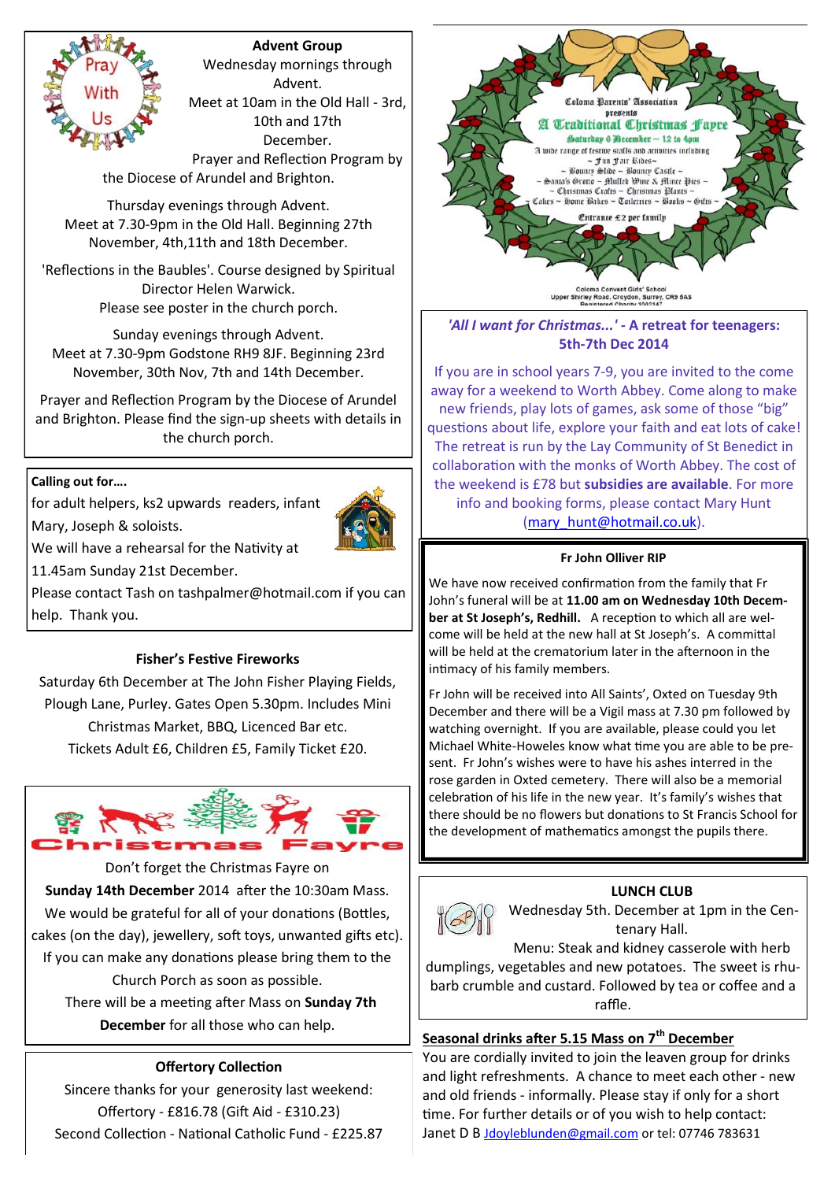## Advent Group

Wednesday mornings through Advent.
Meet at 10am in the Old Hall - 3rd, 10th and 17th December.
Prayer and Reflection Program by the Diocese of Arundel and Brighton.

Thursday evenings through Advent.
Meet at 7.30-9pm in the Old Hall. Beginning 27th November, 4th,11th and 18th December.

'Reflections in the Baubles'. Course designed by Spiritual Director Helen Warwick.
Please see poster in the church porch.

Sunday evenings through Advent.
Meet at 7.30-9pm Godstone RH9 8JF. Beginning 23rd November, 30th Nov, 7th and 14th December.

Prayer and Reflection Program by the Diocese of Arundel and Brighton. Please find the sign-up sheets with details in the church porch.

**Calling out for….**

for adult helpers, ks2 upwards readers, infant Mary, Joseph & soloists.
We will have a rehearsal for the Nativity at 11.45am Sunday 21st December.
Please contact Tash on tashpalmer@hotmail.com if you can help. Thank you.

## Fisher's Festive Fireworks

Saturday 6th December at The John Fisher Playing Fields, Plough Lane, Purley. Gates Open 5.30pm. Includes Mini Christmas Market, BBQ, Licenced Bar etc.
Tickets Adult £6, Children £5, Family Ticket £20.

## Christmas Fayre

Don't forget the Christmas Fayre on **Sunday 14th December** 2014 after the 10:30am Mass.
We would be grateful for all of your donations (Bottles, cakes (on the day), jewellery, soft toys, unwanted gifts etc).
If you can make any donations please bring them to the Church Porch as soon as possible.
There will be a meeting after Mass on **Sunday 7th December** for all those who can help.

## Offertory Collection

Sincere thanks for your generosity last weekend:
Offertory - £816.78 (Gift Aid - £310.23)
Second Collection - National Catholic Fund - £225.87

Coloma Parents' Association presents
**A Traditional Christmas Fayre**
Saturday 6 December ~ 12 to 4pm
A wide range of festive stalls and activities including
~ Fun Fair Rides~
~ Bouncy Slide ~ Bouncy Castle ~
~ Santa's Grotto ~ Mulled Wine & Mince Pies ~
~ Christmas Crafts ~ Christmas Plants ~
Cakes ~ Home Bakes ~ Toiletries ~ Books ~ Gifts ~
Entrance £2 per family

Coloma Convent Girls' School
Upper Shirley Road, Croydon, Surrey, CR9 5AS
Registered Charity 1002147

## *'All I want for Christmas...'* - A retreat for teenagers: 5th-7th Dec 2014

If you are in school years 7-9, you are invited to the come away for a weekend to Worth Abbey. Come along to make new friends, play lots of games, ask some of those "big" questions about life, explore your faith and eat lots of cake! The retreat is run by the Lay Community of St Benedict in collaboration with the monks of Worth Abbey. The cost of the weekend is £78 but **subsidies are available**. For more info and booking forms, please contact Mary Hunt (mary_hunt@hotmail.co.uk).

## Fr John Olliver RIP

We have now received confirmation from the family that Fr John's funeral will be at **11.00 am on Wednesday 10th December at St Joseph's, Redhill.** A reception to which all are welcome will be held at the new hall at St Joseph's. A committal will be held at the crematorium later in the afternoon in the intimacy of his family members.

Fr John will be received into All Saints', Oxted on Tuesday 9th December and there will be a Vigil mass at 7.30 pm followed by watching overnight. If you are available, please could you let Michael White-Howeles know what time you are able to be present. Fr John's wishes were to have his ashes interred in the rose garden in Oxted cemetery. There will also be a memorial celebration of his life in the new year. It's family's wishes that there should be no flowers but donations to St Francis School for the development of mathematics amongst the pupils there.

## LUNCH CLUB

Wednesday 5th. December at 1pm in the Centenary Hall.
Menu: Steak and kidney casserole with herb dumplings, vegetables and new potatoes. The sweet is rhubarb crumble and custard. Followed by tea or coffee and a raffle.

## Seasonal drinks after 5.15 Mass on 7th December

You are cordially invited to join the leaven group for drinks and light refreshments. A chance to meet each other - new and old friends - informally. Please stay if only for a short time. For further details or of you wish to help contact: Janet D B Jdoyleblunden@gmail.com or tel: 07746 783631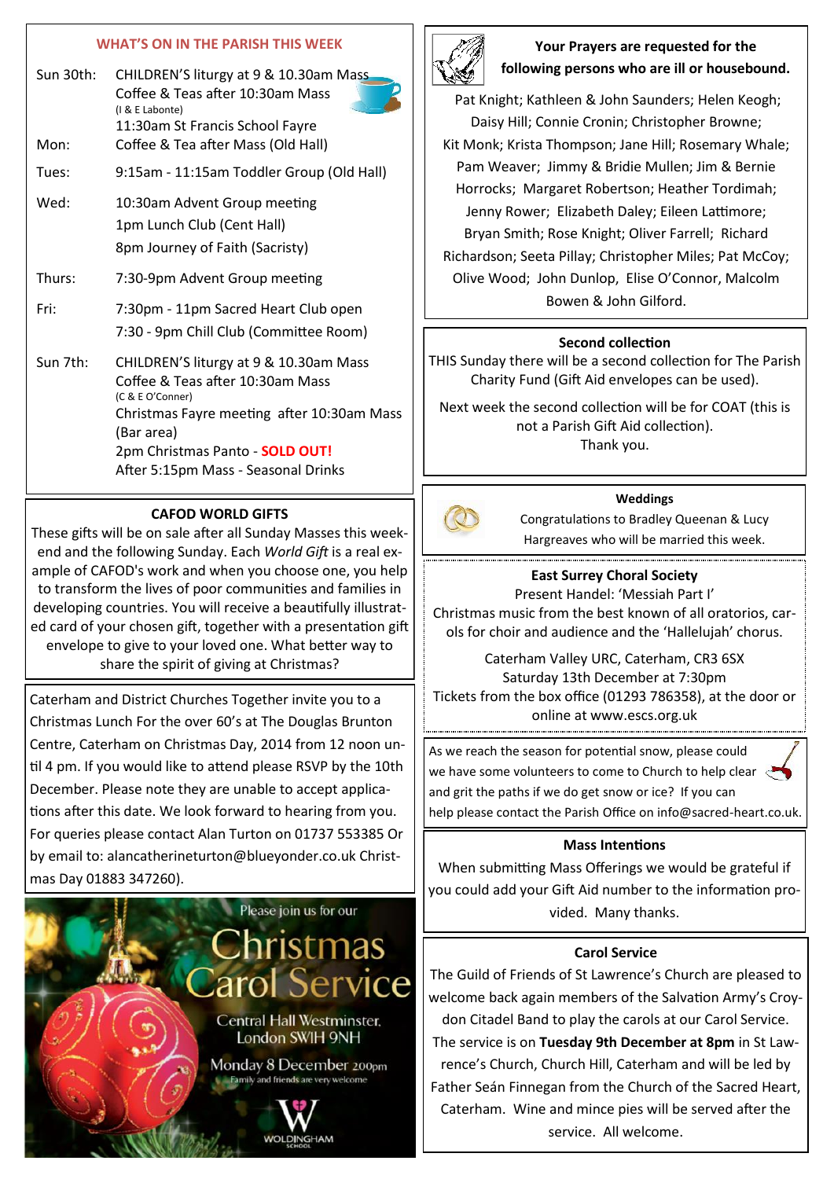## WHAT'S ON IN THE PARISH THIS WEEK

| | |
|---|---|
| Sun 30th: | CHILDREN'S liturgy at 9 & 10.30am Mass<br>Coffee & Teas after 10:30am Mass<br>(I & E Labonte)<br>11:30am St Francis School Fayre |
| Mon: | Coffee & Tea after Mass (Old Hall) |
| Tues: | 9:15am - 11:15am Toddler Group (Old Hall) |
| Wed: | 10:30am Advent Group meeting<br>1pm Lunch Club (Cent Hall)<br>8pm Journey of Faith (Sacristy) |
| Thurs: | 7:30-9pm Advent Group meeting |
| Fri: | 7:30pm - 11pm Sacred Heart Club open<br>7:30 - 9pm Chill Club (Committee Room) |
| Sun 7th: | CHILDREN'S liturgy at 9 & 10.30am Mass<br>Coffee & Teas after 10:30am Mass<br>(C & E O'Conner)<br>Christmas Fayre meeting after 10:30am Mass (Bar area)<br>2pm Christmas Panto - **SOLD OUT!**<br>After 5:15pm Mass - Seasonal Drinks |

### CAFOD WORLD GIFTS

These gifts will be on sale after all Sunday Masses this weekend and the following Sunday. Each *World Gift* is a real example of CAFOD's work and when you choose one, you help to transform the lives of poor communities and families in developing countries. You will receive a beautifully illustrated card of your chosen gift, together with a presentation gift envelope to give to your loved one. What better way to share the spirit of giving at Christmas?

Caterham and District Churches Together invite you to a Christmas Lunch For the over 60's at The Douglas Brunton Centre, Caterham on Christmas Day, 2014 from 12 noon until 4 pm. If you would like to attend please RSVP by the 10th December. Please note they are unable to accept applications after this date. We look forward to hearing from you. For queries please contact Alan Turton on 01737 553385 Or by email to: alancatherineturton@blueyonder.co.uk Christmas Day 01883 347260).

Please join us for our

# Christmas Carol Service

Central Hall Westminster, London SW1H 9NH

Monday 8 December 2.00pm

Family and friends are very welcome

WOLDINGHAM SCHOOL

### Your Prayers are requested for the following persons who are ill or housebound.

Pat Knight; Kathleen & John Saunders; Helen Keogh; Daisy Hill; Connie Cronin; Christopher Browne; Kit Monk; Krista Thompson; Jane Hill; Rosemary Whale; Pam Weaver; Jimmy & Bridie Mullen; Jim & Bernie Horrocks; Margaret Robertson; Heather Tordimah; Jenny Rower; Elizabeth Daley; Eileen Lattimore; Bryan Smith; Rose Knight; Oliver Farrell; Richard Richardson; Seeta Pillay; Christopher Miles; Pat McCoy; Olive Wood; John Dunlop, Elise O'Connor, Malcolm Bowen & John Gilford.

### Second collection

THIS Sunday there will be a second collection for The Parish Charity Fund (Gift Aid envelopes can be used).

Next week the second collection will be for COAT (this is not a Parish Gift Aid collection).
Thank you.

### Weddings

Congratulations to Bradley Queenan & Lucy Hargreaves who will be married this week.

### East Surrey Choral Society

Present Handel: 'Messiah Part I'
Christmas music from the best known of all oratorios, carols for choir and audience and the 'Hallelujah' chorus.

Caterham Valley URC, Caterham, CR3 6SX
Saturday 13th December at 7:30pm
Tickets from the box office (01293 786358), at the door or online at www.escs.org.uk

As we reach the season for potential snow, please could we have some volunteers to come to Church to help clear and grit the paths if we do get snow or ice? If you can help please contact the Parish Office on info@sacred-heart.co.uk.

### Mass Intentions

When submitting Mass Offerings we would be grateful if you could add your Gift Aid number to the information provided. Many thanks.

### Carol Service

The Guild of Friends of St Lawrence's Church are pleased to welcome back again members of the Salvation Army's Croydon Citadel Band to play the carols at our Carol Service. The service is on **Tuesday 9th December at 8pm** in St Lawrence's Church, Church Hill, Caterham and will be led by Father Seán Finnegan from the Church of the Sacred Heart, Caterham. Wine and mince pies will be served after the service. All welcome.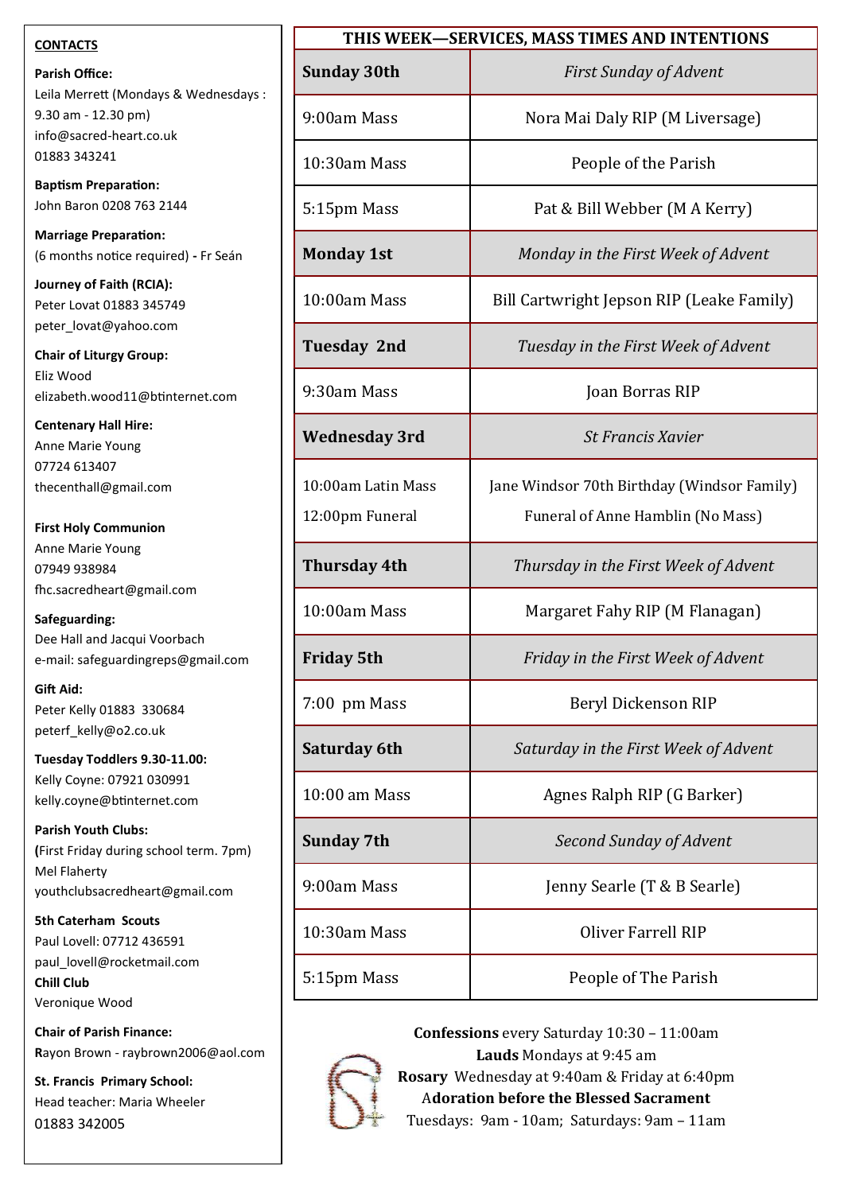## CONTACTS

**Parish Office:**
Leila Merrett (Mondays & Wednesdays : 9.30 am - 12.30 pm)
info@sacred-heart.co.uk
01883 343241

**Baptism Preparation:**
John Baron 0208 763 2144

**Marriage Preparation:**
(6 months notice required) **-** Fr Seán

**Journey of Faith (RCIA):**
Peter Lovat 01883 345749
peter_lovat@yahoo.com

**Chair of Liturgy Group:**
Eliz Wood
elizabeth.wood11@btinternet.com

**Centenary Hall Hire:**
Anne Marie Young
07724 613407
thecenthall@gmail.com

**First Holy Communion**
Anne Marie Young
07949 938984
fhc.sacredheart@gmail.com

**Safeguarding:**
Dee Hall and Jacqui Voorbach
e-mail: safeguardingreps@gmail.com

**Gift Aid:**
Peter Kelly 01883 330684
peterf_kelly@o2.co.uk

**Tuesday Toddlers 9.30-11.00:**
Kelly Coyne: 07921 030991
kelly.coyne@btinternet.com

**Parish Youth Clubs:**
**(**First Friday during school term. 7pm)
Mel Flaherty
youthclubsacredheart@gmail.com

**5th Caterham Scouts**
Paul Lovell: 07712 436591
paul_lovell@rocketmail.com

**Chill Club**
Veronique Wood

**Chair of Parish Finance:**
**R**ayon Brown - raybrown2006@aol.com

**St. Francis Primary School:**
Head teacher: Maria Wheeler
01883 342005

## THIS WEEK—SERVICES, MASS TIMES AND INTENTIONS

| | |
|---|---|
| **Sunday 30th** | *First Sunday of Advent* |
| 9:00am Mass | Nora Mai Daly RIP (M Liversage) |
| 10:30am Mass | People of the Parish |
| 5:15pm Mass | Pat & Bill Webber (M A Kerry) |
| **Monday 1st** | *Monday in the First Week of Advent* |
| 10:00am Mass | Bill Cartwright Jepson RIP (Leake Family) |
| **Tuesday 2nd** | *Tuesday in the First Week of Advent* |
| 9:30am Mass | Joan Borras RIP |
| **Wednesday 3rd** | *St Francis Xavier* |
| 10:00am Latin Mass<br>12:00pm Funeral | Jane Windsor 70th Birthday (Windsor Family)<br>Funeral of Anne Hamblin (No Mass) |
| **Thursday 4th** | *Thursday in the First Week of Advent* |
| 10:00am Mass | Margaret Fahy RIP (M Flanagan) |
| **Friday 5th** | *Friday in the First Week of Advent* |
| 7:00 pm Mass | Beryl Dickenson RIP |
| **Saturday 6th** | *Saturday in the First Week of Advent* |
| 10:00 am Mass | Agnes Ralph RIP (G Barker) |
| **Sunday 7th** | *Second Sunday of Advent* |
| 9:00am Mass | Jenny Searle (T & B Searle) |
| 10:30am Mass | Oliver Farrell RIP |
| 5:15pm Mass | People of The Parish |

**Confessions** every Saturday 10:30 – 11:00am
**Lauds** Mondays at 9:45 am
**Rosary** Wednesday at 9:40am & Friday at 6:40pm
**Adoration before the Blessed Sacrament**
Tuesdays: 9am - 10am; Saturdays: 9am – 11am